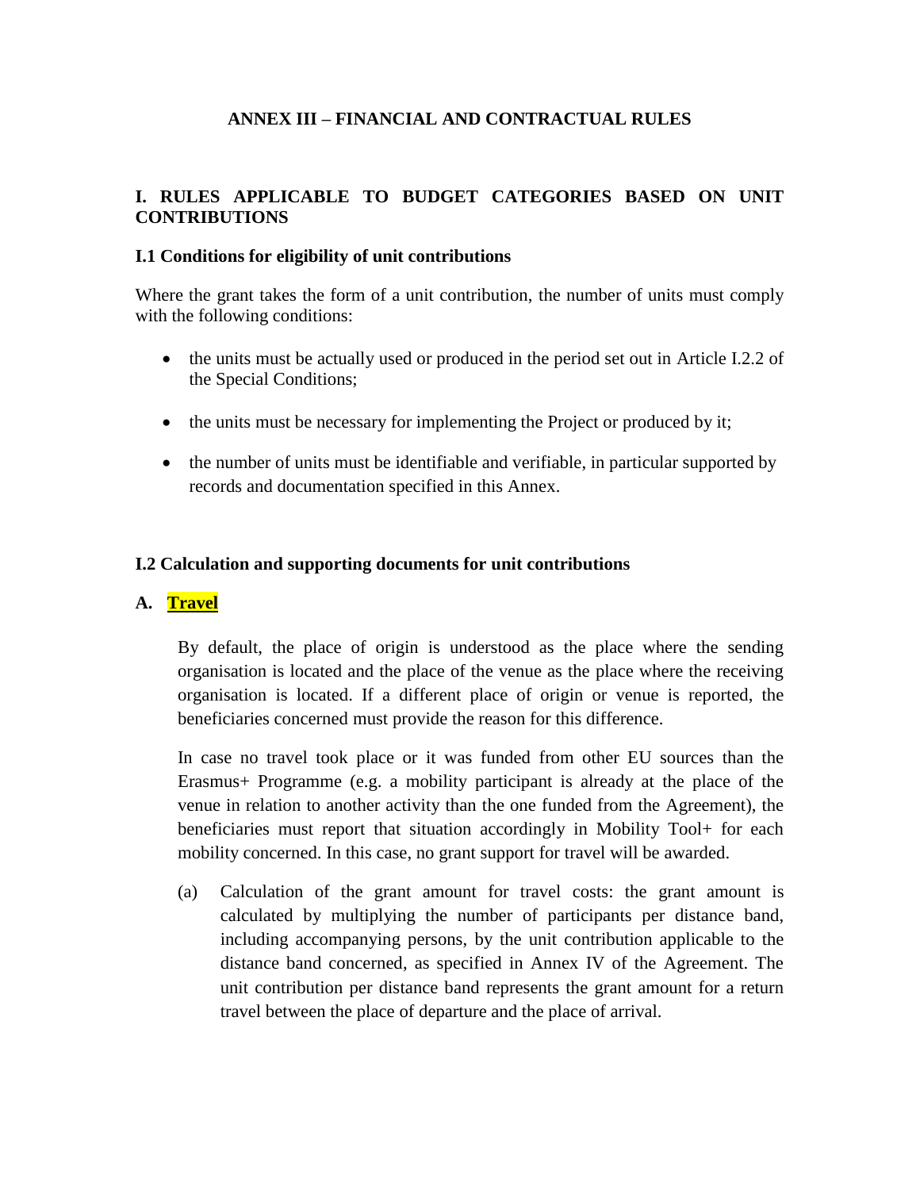# ANNEX III – FINANCIAL AND CONTRACTUAL RULES

## I. RULES APPLICABLE TO BUDGET CATEGORIES BASED ON UNIT CONTRIBUTIONS

### I.1 Conditions for eligibility of unit contributions

Where the grant takes the form of a unit contribution, the number of units must comply with the following conditions:

- the units must be actually used or produced in the period set out in Article I.2.2 of the Special Conditions;
- the units must be necessary for implementing the Project or produced by it;
- the number of units must be identifiable and verifiable, in particular supported by records and documentation specified in this Annex.

### I.2 Calculation and supporting documents for unit contributions

### A. Travel

By default, the place of origin is understood as the place where the sending organisation is located and the place of the venue as the place where the receiving organisation is located. If a different place of origin or venue is reported, the beneficiaries concerned must provide the reason for this difference.

In case no travel took place or it was funded from other EU sources than the Erasmus+ Programme (e.g. a mobility participant is already at the place of the venue in relation to another activity than the one funded from the Agreement), the beneficiaries must report that situation accordingly in Mobility Tool+ for each mobility concerned. In this case, no grant support for travel will be awarded.

(a) Calculation of the grant amount for travel costs: the grant amount is calculated by multiplying the number of participants per distance band, including accompanying persons, by the unit contribution applicable to the distance band concerned, as specified in Annex IV of the Agreement. The unit contribution per distance band represents the grant amount for a return travel between the place of departure and the place of arrival.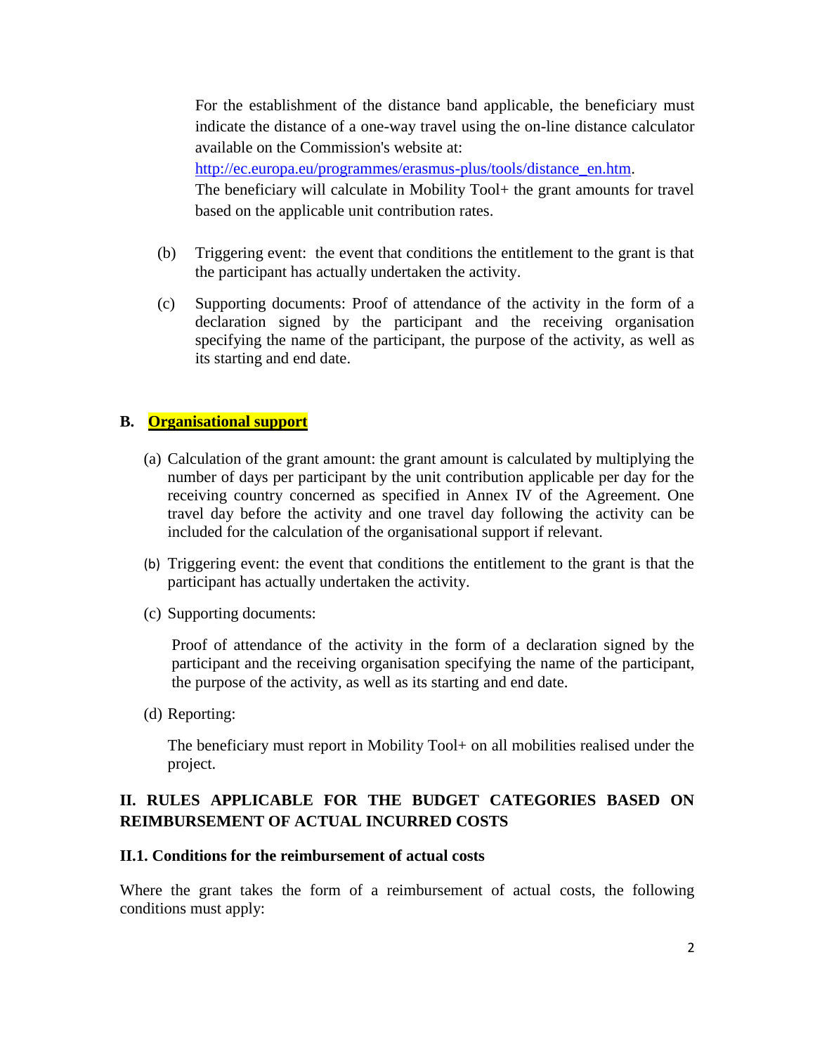For the establishment of the distance band applicable, the beneficiary must indicate the distance of a one-way travel using the on-line distance calculator available on the Commission's website at: [http://ec.europa.eu/programmes/erasmus-plus/tools/distance_en.htm](http://ec.europa.eu/programmes/erasmus-plus/tools/distance_en.htm).
The beneficiary will calculate in Mobility Tool+ the grant amounts for travel based on the applicable unit contribution rates.

(b) Triggering event: the event that conditions the entitlement to the grant is that the participant has actually undertaken the activity.

(c) Supporting documents: Proof of attendance of the activity in the form of a declaration signed by the participant and the receiving organisation specifying the name of the participant, the purpose of the activity, as well as its starting and end date.

### B. **Organisational support**

(a) Calculation of the grant amount: the grant amount is calculated by multiplying the number of days per participant by the unit contribution applicable per day for the receiving country concerned as specified in Annex IV of the Agreement. One travel day before the activity and one travel day following the activity can be included for the calculation of the organisational support if relevant.

(b) Triggering event: the event that conditions the entitlement to the grant is that the participant has actually undertaken the activity.

(c) Supporting documents:

Proof of attendance of the activity in the form of a declaration signed by the participant and the receiving organisation specifying the name of the participant, the purpose of the activity, as well as its starting and end date.

(d) Reporting:

The beneficiary must report in Mobility Tool+ on all mobilities realised under the project.

## II. RULES APPLICABLE FOR THE BUDGET CATEGORIES BASED ON REIMBURSEMENT OF ACTUAL INCURRED COSTS

### II.1. Conditions for the reimbursement of actual costs

Where the grant takes the form of a reimbursement of actual costs, the following conditions must apply: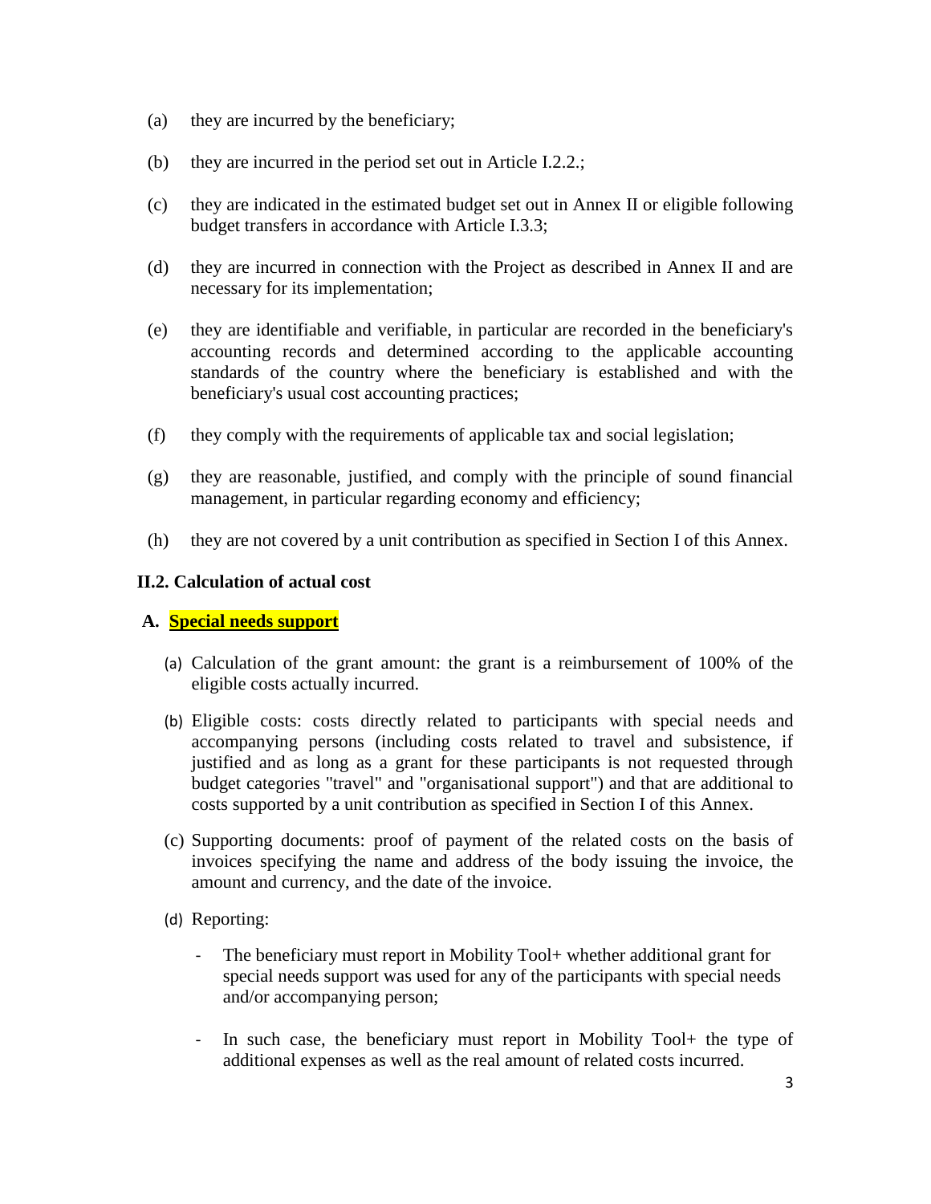(a) they are incurred by the beneficiary;

(b) they are incurred in the period set out in Article I.2.2.;

(c) they are indicated in the estimated budget set out in Annex II or eligible following budget transfers in accordance with Article I.3.3;

(d) they are incurred in connection with the Project as described in Annex II and are necessary for its implementation;

(e) they are identifiable and verifiable, in particular are recorded in the beneficiary's accounting records and determined according to the applicable accounting standards of the country where the beneficiary is established and with the beneficiary's usual cost accounting practices;

(f) they comply with the requirements of applicable tax and social legislation;

(g) they are reasonable, justified, and comply with the principle of sound financial management, in particular regarding economy and efficiency;

(h) they are not covered by a unit contribution as specified in Section I of this Annex.

### II.2. Calculation of actual cost

#### A. Special needs support

(a) Calculation of the grant amount: the grant is a reimbursement of 100% of the eligible costs actually incurred.

(b) Eligible costs: costs directly related to participants with special needs and accompanying persons (including costs related to travel and subsistence, if justified and as long as a grant for these participants is not requested through budget categories "travel" and "organisational support") and that are additional to costs supported by a unit contribution as specified in Section I of this Annex.

(c) Supporting documents: proof of payment of the related costs on the basis of invoices specifying the name and address of the body issuing the invoice, the amount and currency, and the date of the invoice.

(d) Reporting:

- The beneficiary must report in Mobility Tool+ whether additional grant for special needs support was used for any of the participants with special needs and/or accompanying person;

- In such case, the beneficiary must report in Mobility Tool+ the type of additional expenses as well as the real amount of related costs incurred.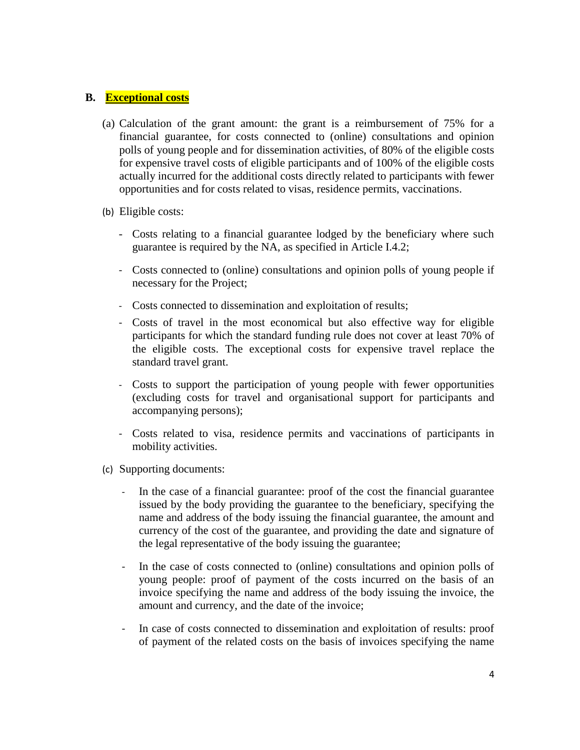## B. **Exceptional costs**

(a) Calculation of the grant amount: the grant is a reimbursement of 75% for a financial guarantee, for costs connected to (online) consultations and opinion polls of young people and for dissemination activities, of 80% of the eligible costs for expensive travel costs of eligible participants and of 100% of the eligible costs actually incurred for the additional costs directly related to participants with fewer opportunities and for costs related to visas, residence permits, vaccinations.

(b) Eligible costs:

- Costs relating to a financial guarantee lodged by the beneficiary where such guarantee is required by the NA, as specified in Article I.4.2;
- Costs connected to (online) consultations and opinion polls of young people if necessary for the Project;
- Costs connected to dissemination and exploitation of results;
- Costs of travel in the most economical but also effective way for eligible participants for which the standard funding rule does not cover at least 70% of the eligible costs. The exceptional costs for expensive travel replace the standard travel grant.
- Costs to support the participation of young people with fewer opportunities (excluding costs for travel and organisational support for participants and accompanying persons);
- Costs related to visa, residence permits and vaccinations of participants in mobility activities.

(c) Supporting documents:

- In the case of a financial guarantee: proof of the cost the financial guarantee issued by the body providing the guarantee to the beneficiary, specifying the name and address of the body issuing the financial guarantee, the amount and currency of the cost of the guarantee, and providing the date and signature of the legal representative of the body issuing the guarantee;
- In the case of costs connected to (online) consultations and opinion polls of young people: proof of payment of the costs incurred on the basis of an invoice specifying the name and address of the body issuing the invoice, the amount and currency, and the date of the invoice;
- In case of costs connected to dissemination and exploitation of results: proof of payment of the related costs on the basis of invoices specifying the name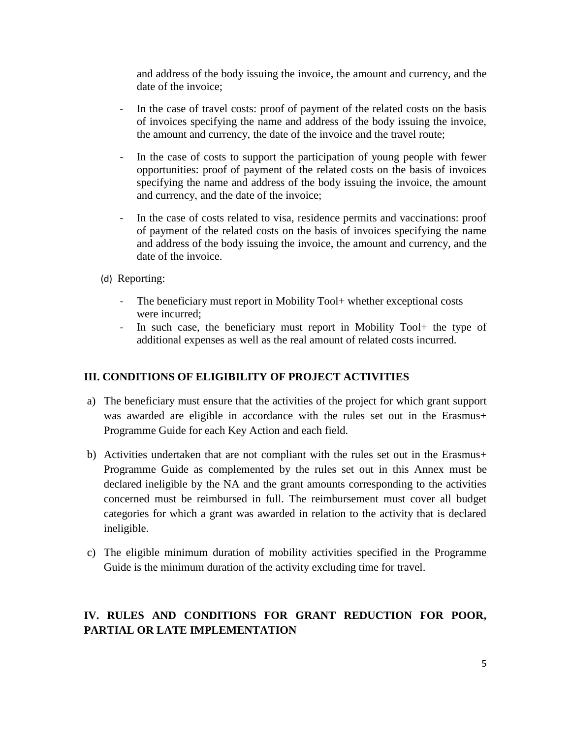and address of the body issuing the invoice, the amount and currency, and the date of the invoice;

- In the case of travel costs: proof of payment of the related costs on the basis of invoices specifying the name and address of the body issuing the invoice, the amount and currency, the date of the invoice and the travel route;
- In the case of costs to support the participation of young people with fewer opportunities: proof of payment of the related costs on the basis of invoices specifying the name and address of the body issuing the invoice, the amount and currency, and the date of the invoice;
- In the case of costs related to visa, residence permits and vaccinations: proof of payment of the related costs on the basis of invoices specifying the name and address of the body issuing the invoice, the amount and currency, and the date of the invoice.

(d) Reporting:

- The beneficiary must report in Mobility Tool+ whether exceptional costs were incurred;
- In such case, the beneficiary must report in Mobility Tool+ the type of additional expenses as well as the real amount of related costs incurred.

## III. CONDITIONS OF ELIGIBILITY OF PROJECT ACTIVITIES

a) The beneficiary must ensure that the activities of the project for which grant support was awarded are eligible in accordance with the rules set out in the Erasmus+ Programme Guide for each Key Action and each field.

b) Activities undertaken that are not compliant with the rules set out in the Erasmus+ Programme Guide as complemented by the rules set out in this Annex must be declared ineligible by the NA and the grant amounts corresponding to the activities concerned must be reimbursed in full. The reimbursement must cover all budget categories for which a grant was awarded in relation to the activity that is declared ineligible.

c) The eligible minimum duration of mobility activities specified in the Programme Guide is the minimum duration of the activity excluding time for travel.

## IV. RULES AND CONDITIONS FOR GRANT REDUCTION FOR POOR, PARTIAL OR LATE IMPLEMENTATION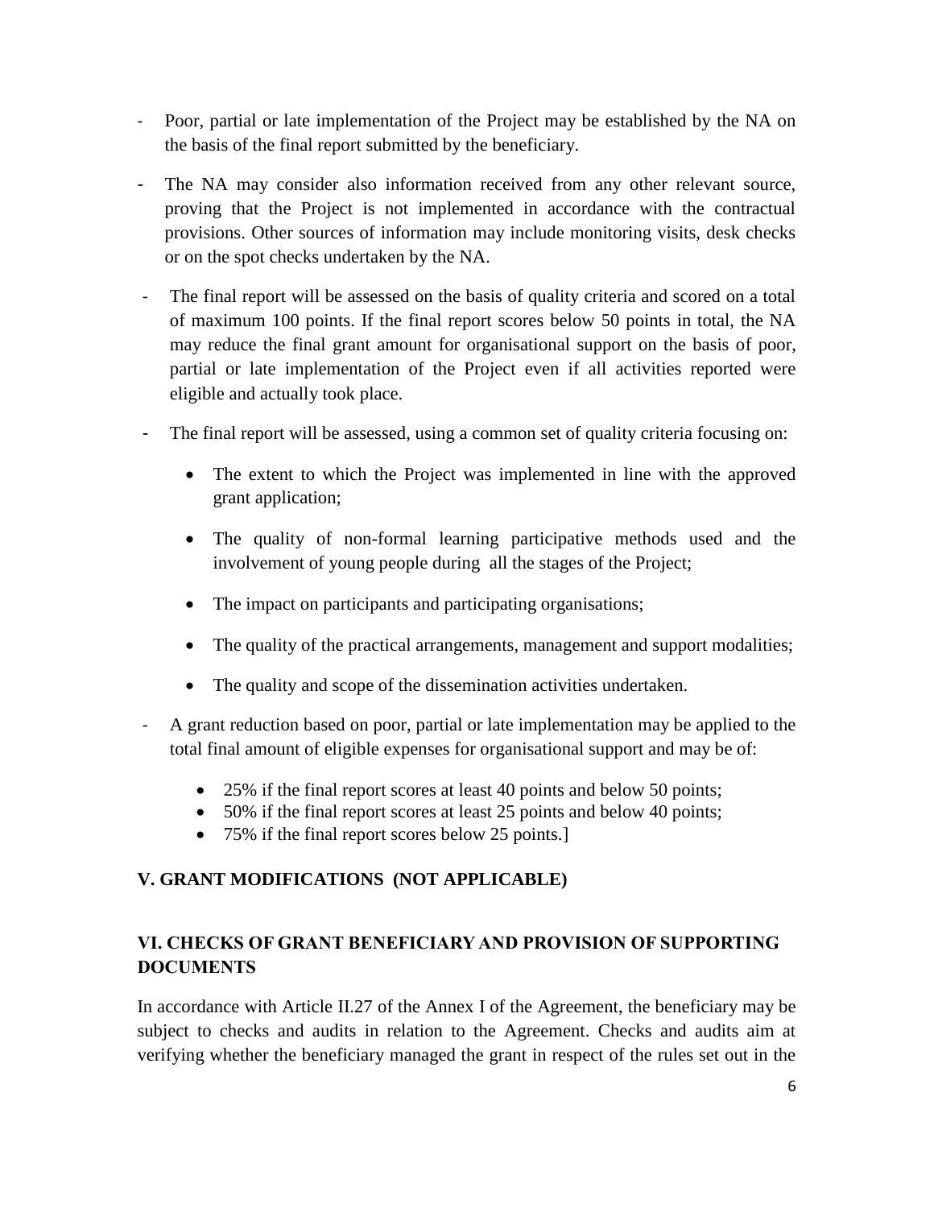- Poor, partial or late implementation of the Project may be established by the NA on the basis of the final report submitted by the beneficiary.
- The NA may consider also information received from any other relevant source, proving that the Project is not implemented in accordance with the contractual provisions. Other sources of information may include monitoring visits, desk checks or on the spot checks undertaken by the NA.
- The final report will be assessed on the basis of quality criteria and scored on a total of maximum 100 points. If the final report scores below 50 points in total, the NA may reduce the final grant amount for organisational support on the basis of poor, partial or late implementation of the Project even if all activities reported were eligible and actually took place.
- The final report will be assessed, using a common set of quality criteria focusing on:
    - The extent to which the Project was implemented in line with the approved grant application;
    - The quality of non-formal learning participative methods used and the involvement of young people during all the stages of the Project;
    - The impact on participants and participating organisations;
    - The quality of the practical arrangements, management and support modalities;
    - The quality and scope of the dissemination activities undertaken.
- A grant reduction based on poor, partial or late implementation may be applied to the total final amount of eligible expenses for organisational support and may be of:
    - 25% if the final report scores at least 40 points and below 50 points;
    - 50% if the final report scores at least 25 points and below 40 points;
    - 75% if the final report scores below 25 points.]

## V. GRANT MODIFICATIONS (NOT APPLICABLE)

## VI. CHECKS OF GRANT BENEFICIARY AND PROVISION OF SUPPORTING DOCUMENTS

In accordance with Article II.27 of the Annex I of the Agreement, the beneficiary may be subject to checks and audits in relation to the Agreement. Checks and audits aim at verifying whether the beneficiary managed the grant in respect of the rules set out in the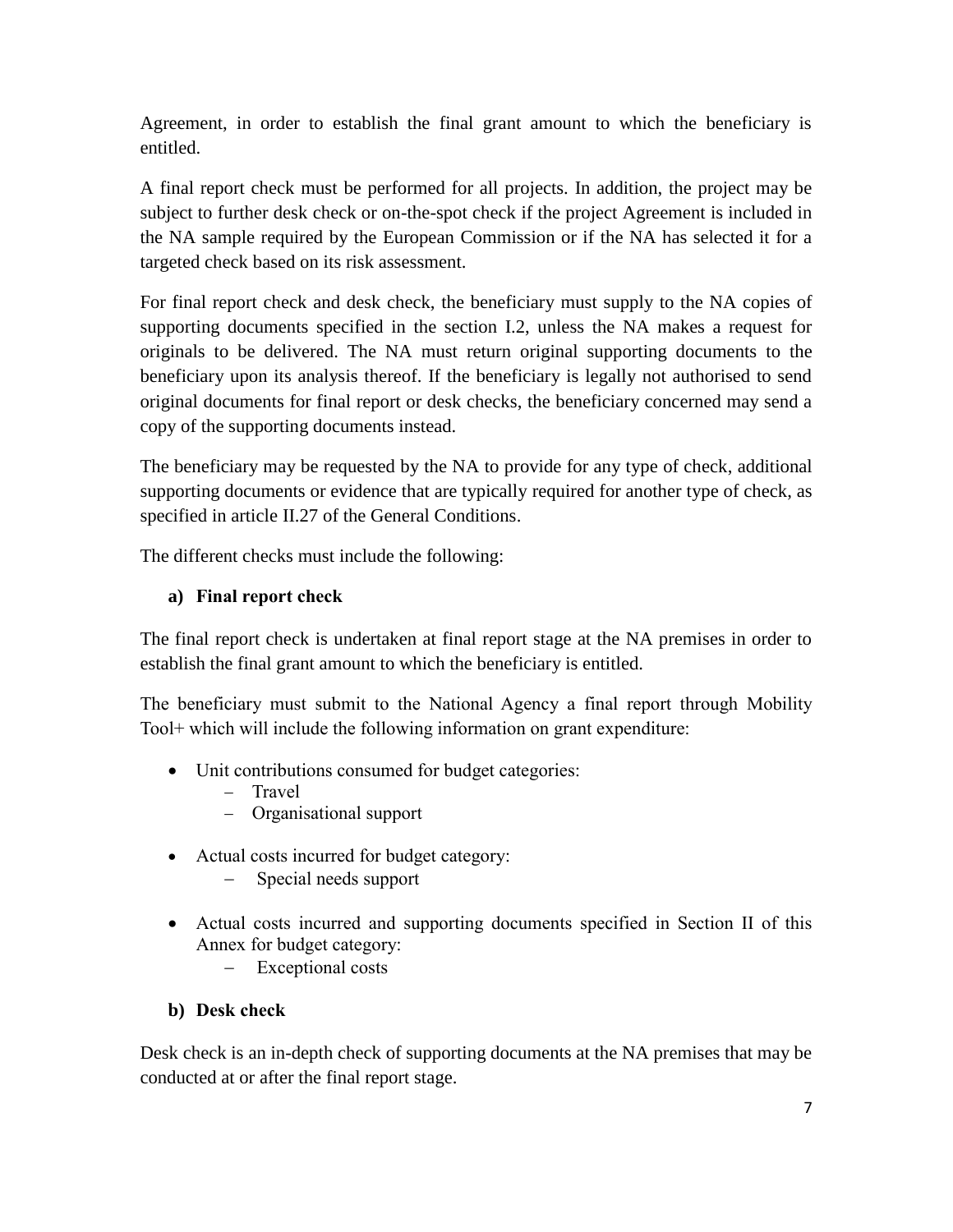Agreement, in order to establish the final grant amount to which the beneficiary is entitled.

A final report check must be performed for all projects. In addition, the project may be subject to further desk check or on-the-spot check if the project Agreement is included in the NA sample required by the European Commission or if the NA has selected it for a targeted check based on its risk assessment.

For final report check and desk check, the beneficiary must supply to the NA copies of supporting documents specified in the section I.2, unless the NA makes a request for originals to be delivered. The NA must return original supporting documents to the beneficiary upon its analysis thereof. If the beneficiary is legally not authorised to send original documents for final report or desk checks, the beneficiary concerned may send a copy of the supporting documents instead.

The beneficiary may be requested by the NA to provide for any type of check, additional supporting documents or evidence that are typically required for another type of check, as specified in article II.27 of the General Conditions.

The different checks must include the following:

**a) Final report check**

The final report check is undertaken at final report stage at the NA premises in order to establish the final grant amount to which the beneficiary is entitled.

The beneficiary must submit to the National Agency a final report through Mobility Tool+ which will include the following information on grant expenditure:

- Unit contributions consumed for budget categories:
  - Travel
  - Organisational support

- Actual costs incurred for budget category:
  - Special needs support

- Actual costs incurred and supporting documents specified in Section II of this Annex for budget category:
  - Exceptional costs

**b) Desk check**

Desk check is an in-depth check of supporting documents at the NA premises that may be conducted at or after the final report stage.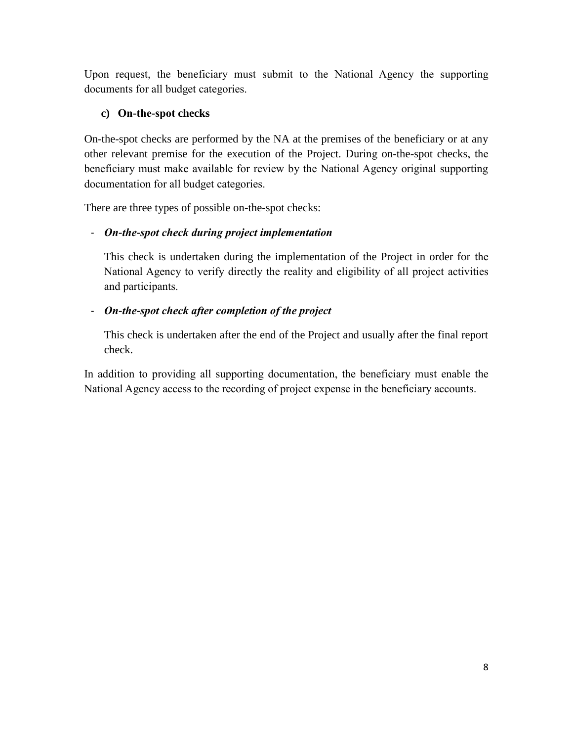Upon request, the beneficiary must submit to the National Agency the supporting documents for all budget categories.

### c) On-the-spot checks

On-the-spot checks are performed by the NA at the premises of the beneficiary or at any other relevant premise for the execution of the Project. During on-the-spot checks, the beneficiary must make available for review by the National Agency original supporting documentation for all budget categories.

There are three types of possible on-the-spot checks:

- ***On-the-spot check during project implementation***

  This check is undertaken during the implementation of the Project in order for the National Agency to verify directly the reality and eligibility of all project activities and participants.

- ***On-the-spot check after completion of the project***

  This check is undertaken after the end of the Project and usually after the final report check.

In addition to providing all supporting documentation, the beneficiary must enable the National Agency access to the recording of project expense in the beneficiary accounts.